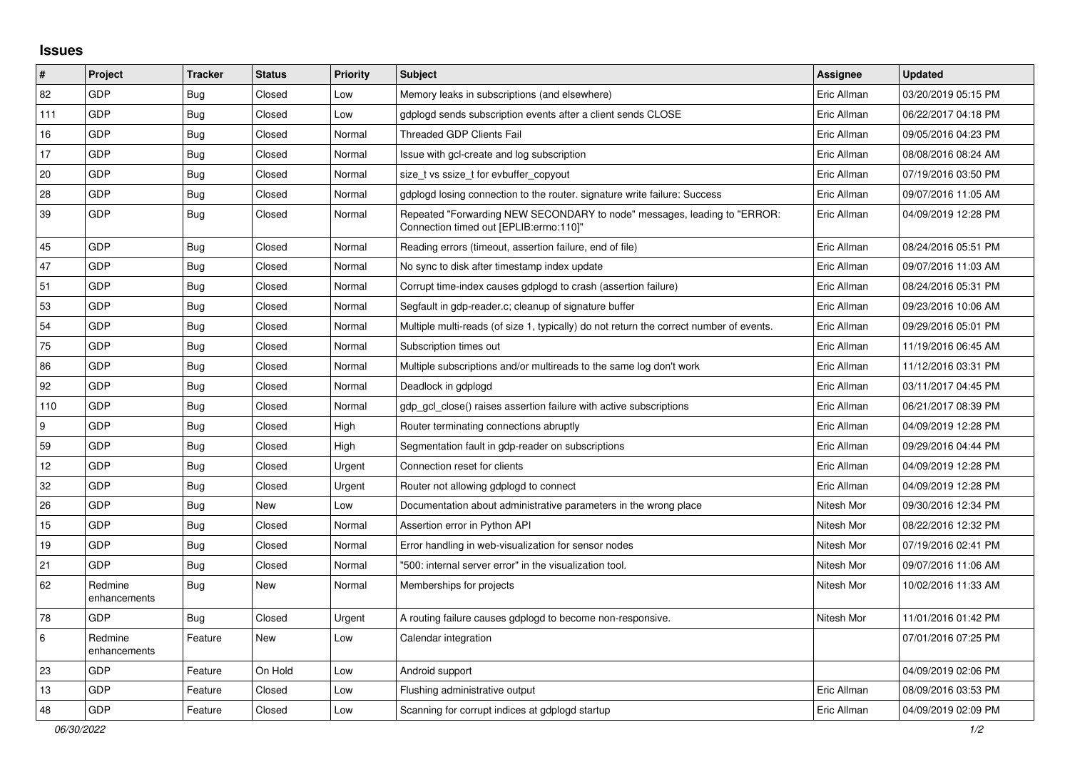## Issues

| # | Project | Tracker | Status | Priority | Subject | Assignee | Updated |
|---|---|---|---|---|---|---|---|
| 82 | GDP | Bug | Closed | Low | Memory leaks in subscriptions (and elsewhere) | Eric Allman | 03/20/2019 05:15 PM |
| 111 | GDP | Bug | Closed | Low | gdplogd sends subscription events after a client sends CLOSE | Eric Allman | 06/22/2017 04:18 PM |
| 16 | GDP | Bug | Closed | Normal | Threaded GDP Clients Fail | Eric Allman | 09/05/2016 04:23 PM |
| 17 | GDP | Bug | Closed | Normal | Issue with gcl-create and log subscription | Eric Allman | 08/08/2016 08:24 AM |
| 20 | GDP | Bug | Closed | Normal | size_t vs ssize_t for evbuffer_copyout | Eric Allman | 07/19/2016 03:50 PM |
| 28 | GDP | Bug | Closed | Normal | gdplogd losing connection to the router. signature write failure: Success | Eric Allman | 09/07/2016 11:05 AM |
| 39 | GDP | Bug | Closed | Normal | Repeated "Forwarding NEW SECONDARY to node" messages, leading to "ERROR: Connection timed out [EPLIB:errno:110]" | Eric Allman | 04/09/2019 12:28 PM |
| 45 | GDP | Bug | Closed | Normal | Reading errors (timeout, assertion failure, end of file) | Eric Allman | 08/24/2016 05:51 PM |
| 47 | GDP | Bug | Closed | Normal | No sync to disk after timestamp index update | Eric Allman | 09/07/2016 11:03 AM |
| 51 | GDP | Bug | Closed | Normal | Corrupt time-index causes gdplogd to crash (assertion failure) | Eric Allman | 08/24/2016 05:31 PM |
| 53 | GDP | Bug | Closed | Normal | Segfault in gdp-reader.c; cleanup of signature buffer | Eric Allman | 09/23/2016 10:06 AM |
| 54 | GDP | Bug | Closed | Normal | Multiple multi-reads (of size 1, typically) do not return the correct number of events. | Eric Allman | 09/29/2016 05:01 PM |
| 75 | GDP | Bug | Closed | Normal | Subscription times out | Eric Allman | 11/19/2016 06:45 AM |
| 86 | GDP | Bug | Closed | Normal | Multiple subscriptions and/or multireads to the same log don't work | Eric Allman | 11/12/2016 03:31 PM |
| 92 | GDP | Bug | Closed | Normal | Deadlock in gdplogd | Eric Allman | 03/11/2017 04:45 PM |
| 110 | GDP | Bug | Closed | Normal | gdp_gcl_close() raises assertion failure with active subscriptions | Eric Allman | 06/21/2017 08:39 PM |
| 9 | GDP | Bug | Closed | High | Router terminating connections abruptly | Eric Allman | 04/09/2019 12:28 PM |
| 59 | GDP | Bug | Closed | High | Segmentation fault in gdp-reader on subscriptions | Eric Allman | 09/29/2016 04:44 PM |
| 12 | GDP | Bug | Closed | Urgent | Connection reset for clients | Eric Allman | 04/09/2019 12:28 PM |
| 32 | GDP | Bug | Closed | Urgent | Router not allowing gdplogd to connect | Eric Allman | 04/09/2019 12:28 PM |
| 26 | GDP | Bug | New | Low | Documentation about administrative parameters in the wrong place | Nitesh Mor | 09/30/2016 12:34 PM |
| 15 | GDP | Bug | Closed | Normal | Assertion error in Python API | Nitesh Mor | 08/22/2016 12:32 PM |
| 19 | GDP | Bug | Closed | Normal | Error handling in web-visualization for sensor nodes | Nitesh Mor | 07/19/2016 02:41 PM |
| 21 | GDP | Bug | Closed | Normal | "500: internal server error" in the visualization tool. | Nitesh Mor | 09/07/2016 11:06 AM |
| 62 | Redmine enhancements | Bug | New | Normal | Memberships for projects | Nitesh Mor | 10/02/2016 11:33 AM |
| 78 | GDP | Bug | Closed | Urgent | A routing failure causes gdplogd to become non-responsive. | Nitesh Mor | 11/01/2016 01:42 PM |
| 6 | Redmine enhancements | Feature | New | Low | Calendar integration | | 07/01/2016 07:25 PM |
| 23 | GDP | Feature | On Hold | Low | Android support | | 04/09/2019 02:06 PM |
| 13 | GDP | Feature | Closed | Low | Flushing administrative output | Eric Allman | 08/09/2016 03:53 PM |
| 48 | GDP | Feature | Closed | Low | Scanning for corrupt indices at gdplogd startup | Eric Allman | 04/09/2019 02:09 PM |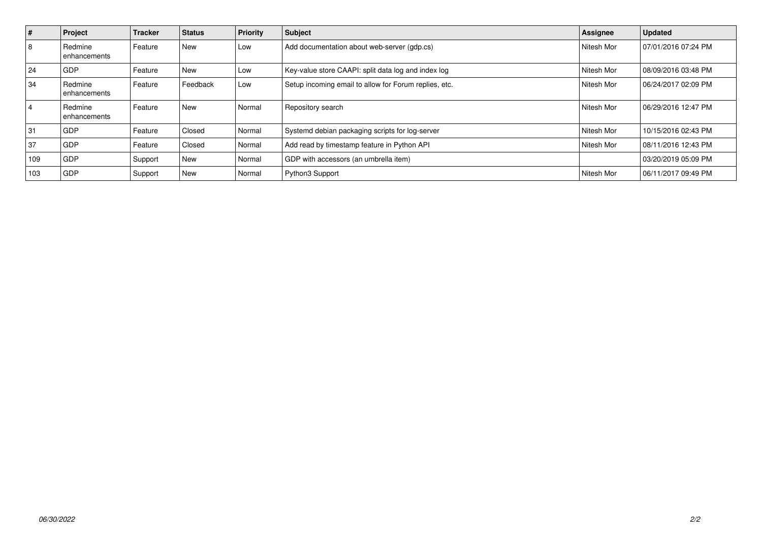| # | Project | Tracker | Status | Priority | Subject | Assignee | Updated |
|---|---|---|---|---|---|---|---|
| 8 | Redmine enhancements | Feature | New | Low | Add documentation about web-server (gdp.cs) | Nitesh Mor | 07/01/2016 07:24 PM |
| 24 | GDP | Feature | New | Low | Key-value store CAAPI: split data log and index log | Nitesh Mor | 08/09/2016 03:48 PM |
| 34 | Redmine enhancements | Feature | Feedback | Low | Setup incoming email to allow for Forum replies, etc. | Nitesh Mor | 06/24/2017 02:09 PM |
| 4 | Redmine enhancements | Feature | New | Normal | Repository search | Nitesh Mor | 06/29/2016 12:47 PM |
| 31 | GDP | Feature | Closed | Normal | Systemd debian packaging scripts for log-server | Nitesh Mor | 10/15/2016 02:43 PM |
| 37 | GDP | Feature | Closed | Normal | Add read by timestamp feature in Python API | Nitesh Mor | 08/11/2016 12:43 PM |
| 109 | GDP | Support | New | Normal | GDP with accessors (an umbrella item) | | 03/20/2019 05:09 PM |
| 103 | GDP | Support | New | Normal | Python3 Support | Nitesh Mor | 06/11/2017 09:49 PM |